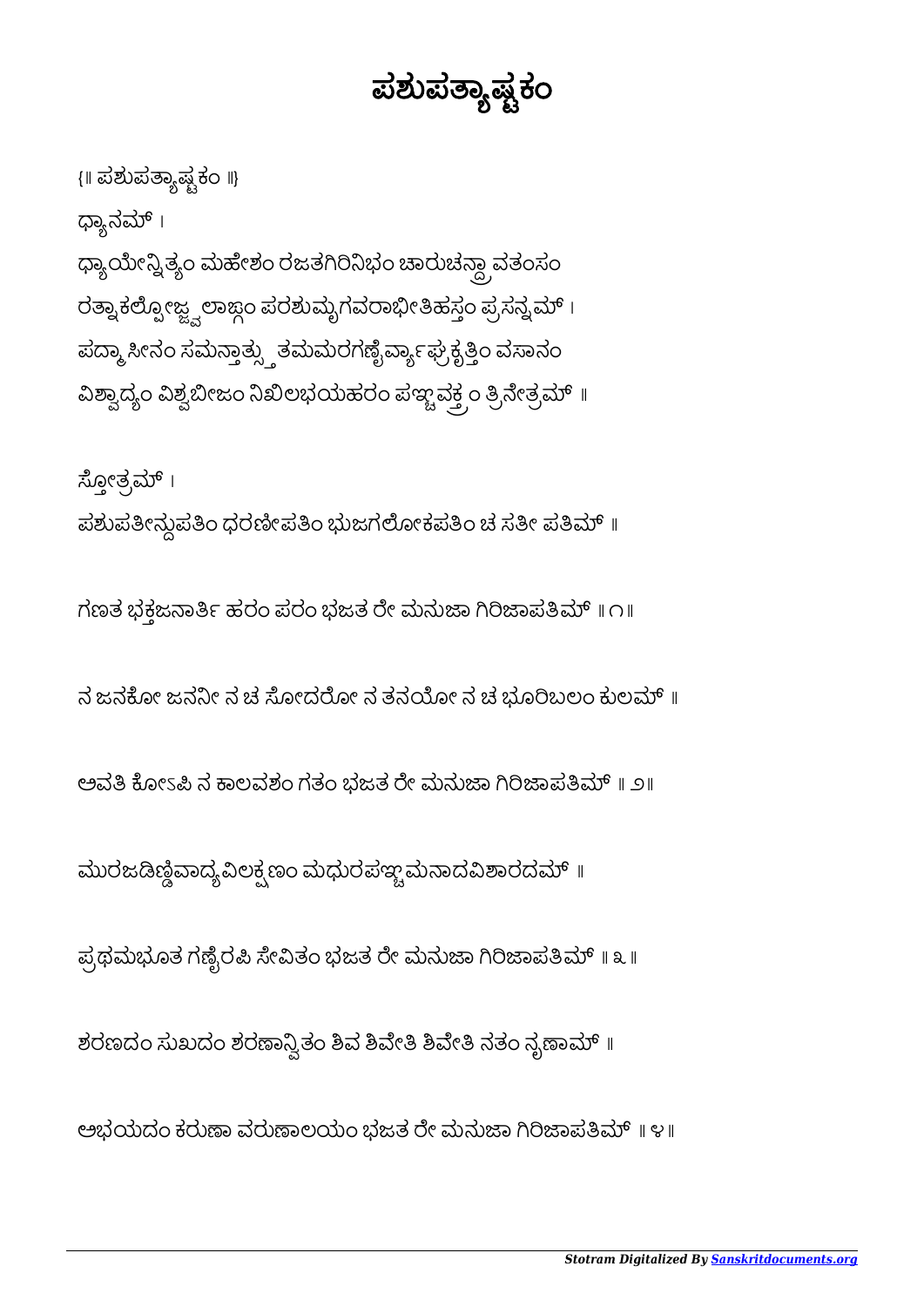# ಪಶುಪತ್ಯಾಷ್ಟಕಂ

{॥ ಪಶುಪತ್ಯಾಷ್ಟಕಂ ॥}

ಧ್ಯಾನಮ್ ।

ಧ್ಯಾಯೇನ್ನಿತ್ಯಂ ಮಹೇಶಂ ರಜತಗಿರಿನಿಭಂ ಚಾರುಚನ್ದ್ರಾವತಂಸಂ
ರತ್ನಾಕಲ್ಪೋಜ್ಜ್ವಲಾಙ್ಗಂ ಪರಶುಮೃಗವರಾಭೀತಿಹಸ್ತಂ ಪ್ರಸನ್ನಮ್ ।
ಪದ್ಮಾಸೀನಂ ಸಮನ್ತಾತ್ಸ್ತುತಮಮರಗಣೈರ್ವ್ಯಾಘ್ರಕೃತ್ತಿಂ ವಸಾನಂ
ವಿಶ್ವಾದ್ಯಂ ವಿಶ್ವಬೀಜಂ ನಿಖಿಲಭಯಹರಂ ಪಞ್ಚವಕ್ತ್ರಂ ತ್ರಿನೇತ್ರಮ್ ॥

ಸ್ತೋತ್ರಮ್ ।

ಪಶುಪತೀನ್ದುಪತಿಂ ಧರಣೀಪತಿಂ ಭುಜಗಲೋಕಪತಿಂ ಚ ಸತೀ ಪತಿಮ್ ॥

ಗಣತ ಭಕ್ತಜನಾರ್ತಿ ಹರಂ ಪರಂ ಭಜತ ರೇ ಮನುಜಾ ಗಿರಿಜಾಪತಿಮ್ ॥ ೧॥

ನ ಜನಕೋ ಜನನೀ ನ ಚ ಸೋದರೋ ನ ತನಯೋ ನ ಚ ಭೂರಿಬಲಂ ಕುಲಮ್ ॥

ಅವತಿ ಕೋಽಪಿ ನ ಕಾಲವಶಂ ಗತಂ ಭಜತ ರೇ ಮನುಜಾ ಗಿರಿಜಾಪತಿಮ್ ॥ ೨॥

ಮುರಜಡಿಣ್ಡಿವಾದ್ಯವಿಲಕ್ಷಣಂ ಮಧುರಪಞ್ಚಮನಾದವಿಶಾರದಮ್ ॥

ಪ್ರಥಮಭೂತ ಗಣೈರಪಿ ಸೇವಿತಂ ಭಜತ ರೇ ಮನುಜಾ ಗಿರಿಜಾಪತಿಮ್ ॥ ೩ ॥

ಶರಣದಂ ಸುಖದಂ ಶರಣಾನ್ವಿತಂ ಶಿವ ಶಿವೇತಿ ಶಿವೇತಿ ನತಂ ನೃಣಾಮ್ ॥

ಅಭಯದಂ ಕರುಣಾ ವರುಣಾಲಯಂ ಭಜತ ರೇ ಮನುಜಾ ಗಿರಿಜಾಪತಿಮ್ ॥ ೪॥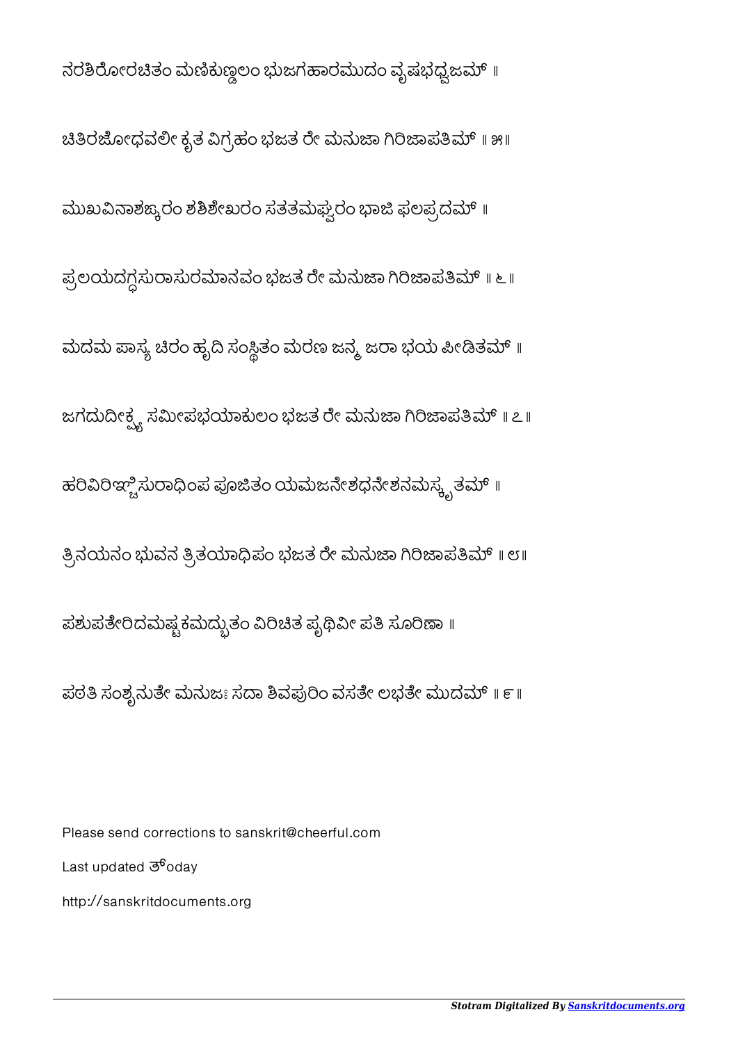ನರಶಿರೋರಚಿತಂ ಮಣಿಕುಣ್ಡಲಂ ಭುಜಗಹಾರಮುದಂ ವೃಷಭಧ್ವಜಮ್ ।

ಚಿತಿರಜೋಧವಲೀ ಕೃತ ವಿಗ್ರಹಂ ಭಜತ ರೇ ಮನುಜಾ ಗಿರಿಜಾಪತಿಮ್ ॥ ೫॥

ಮುಖವಿನಾಶಕ್ಕರಂ ಶಶಿಶೇಖರಂ ಸತತಮಧ್ವರಂ ಭಾಜಿ ಫಲಪ್ರದಮ್ ।

ಪ್ರಲಯದಗ್ಧಸುರಾಸುರಮಾನವಂ ಭಜತ ರೇ ಮನುಜಾ ಗಿರಿಜಾಪತಿಮ್ ॥ ೬॥

ಮದಮ ಪಾಸ್ಯ ಚಿರಂ ಹೃದಿ ಸಂಸ್ಥಿತಂ ಮರಣ ಜನ್ಮ ಜರಾ ಭಯ ಪೀಡಿತಮ್ ।

ಜಗದುದೀಕ್ಷ್ಯ ಸಮೀಪಭಯಾಕುಲಂ ಭಜತ ರೇ ಮನುಜಾ ಗಿರಿಜಾಪತಿಮ್ ॥ ೭॥

ಹರಿವಿರಿಞ್ಚಿಸುರಾಧಿಂಪ ಪೂಜಿತಂ ಯಮಜನೇಶಧನೇಶನಮಸ್ಕೃತಮ್ ।

ತ್ರಿನಯನಂ ಭುವನ ತ್ರಿತಯಾಧಿಪಂ ಭಜತ ರೇ ಮನುಜಾ ಗಿರಿಜಾಪತಿಮ್ ॥ ೮॥

ಪಶುಪತೇರಿದಮಷ್ಟಕಮದ್ಭುತಂ ವಿರಚಿತ ಪೃಥಿವೀ ಪತಿ ಸೂರಿಣಾ ।

ಪಠತಿ ಸಂಶೃನುತೇ ಮನುಜಃ ಸದಾ ಶಿವಪುರಿಂ ವಸತೇ ಲಭತೇ ಮುದಮ್ ॥ ೯॥

Please send corrections to sanskrit@cheerful.com

Last updated ತ್oday

http://sanskritdocuments.org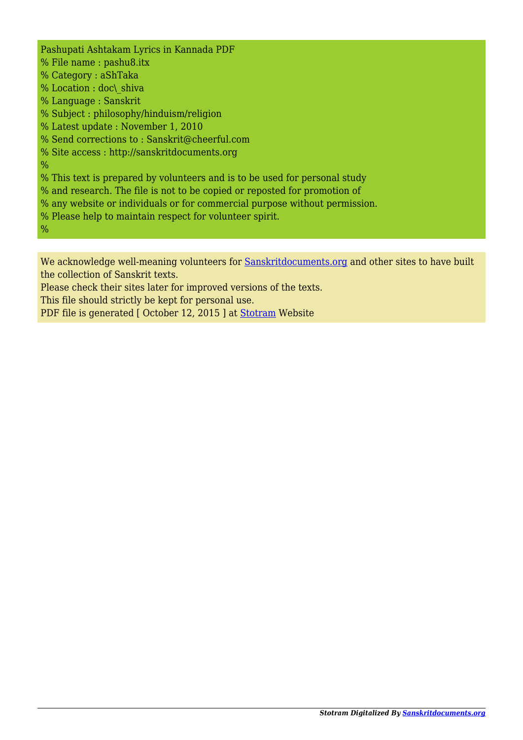Pashupati Ashtakam Lyrics in Kannada PDF
% File name : pashu8.itx
% Category : aShTaka
% Location : doc\_shiva
% Language : Sanskrit
% Subject : philosophy/hinduism/religion
% Latest update : November 1, 2010
% Send corrections to : Sanskrit@cheerful.com
% Site access : http://sanskritdocuments.org
%
% This text is prepared by volunteers and is to be used for personal study
% and research. The file is not to be copied or reposted for promotion of
% any website or individuals or for commercial purpose without permission.
% Please help to maintain respect for volunteer spirit.
%

We acknowledge well-meaning volunteers for Sanskritdocuments.org and other sites to have built the collection of Sanskrit texts.
Please check their sites later for improved versions of the texts.
This file should strictly be kept for personal use.
PDF file is generated [ October 12, 2015 ] at Stotram Website